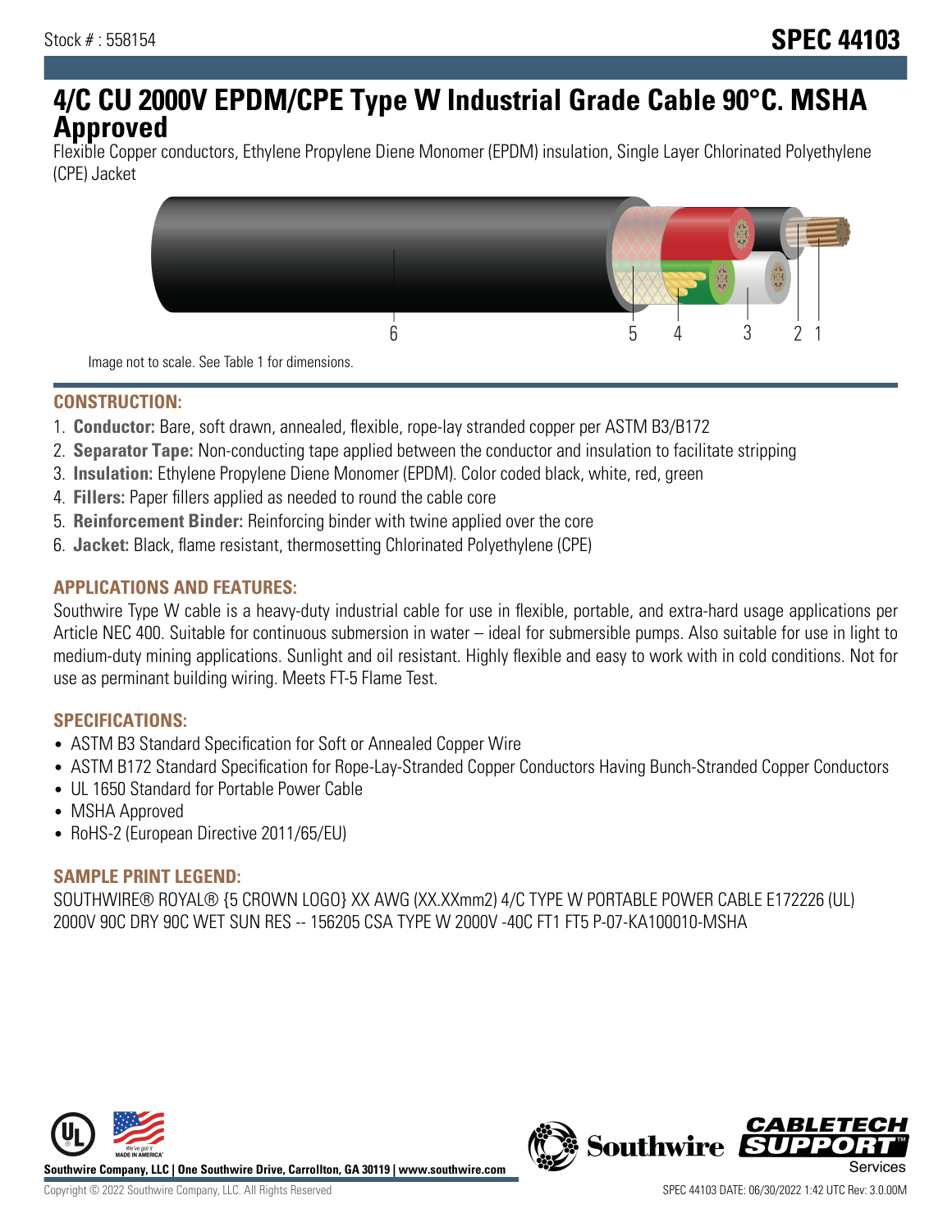Stock # : 558154

# SPEC 44103

# 4/C CU 2000V EPDM/CPE Type W Industrial Grade Cable 90°C. MSHA Approved

Flexible Copper conductors, Ethylene Propylene Diene Monomer (EPDM) insulation, Single Layer Chlorinated Polyethylene (CPE) Jacket

6 5 4 3 2 1

Image not to scale. See Table 1 for dimensions.

## CONSTRUCTION:

1. **Conductor:** Bare, soft drawn, annealed, flexible, rope-lay stranded copper per ASTM B3/B172
2. **Separator Tape:** Non-conducting tape applied between the conductor and insulation to facilitate stripping
3. **Insulation:** Ethylene Propylene Diene Monomer (EPDM). Color coded black, white, red, green
4. **Fillers:** Paper fillers applied as needed to round the cable core
5. **Reinforcement Binder:** Reinforcing binder with twine applied over the core
6. **Jacket:** Black, flame resistant, thermosetting Chlorinated Polyethylene (CPE)

## APPLICATIONS AND FEATURES:

Southwire Type W cable is a heavy-duty industrial cable for use in flexible, portable, and extra-hard usage applications per Article NEC 400. Suitable for continuous submersion in water – ideal for submersible pumps. Also suitable for use in light to medium-duty mining applications. Sunlight and oil resistant. Highly flexible and easy to work with in cold conditions. Not for use as perminant building wiring. Meets FT-5 Flame Test.

## SPECIFICATIONS:

- ASTM B3 Standard Specification for Soft or Annealed Copper Wire
- ASTM B172 Standard Specification for Rope-Lay-Stranded Copper Conductors Having Bunch-Stranded Copper Conductors
- UL 1650 Standard for Portable Power Cable
- MSHA Approved
- RoHS-2 (European Directive 2011/65/EU)

## SAMPLE PRINT LEGEND:

SOUTHWIRE® ROYAL® {5 CROWN LOGO} XX AWG (XX.XXmm2) 4/C TYPE W PORTABLE POWER CABLE E172226 (UL) 2000V 90C DRY 90C WET SUN RES -- 156205 CSA TYPE W 2000V -40C FT1 FT5 P-07-KA100010-MSHA

Southwire Company, LLC | One Southwire Drive, Carrollton, GA 30119 | www.southwire.com

Copyright © 2022 Southwire Company, LLC. All Rights Reserved

SPEC 44103 DATE: 06/30/2022 1:42 UTC Rev: 3.0.00M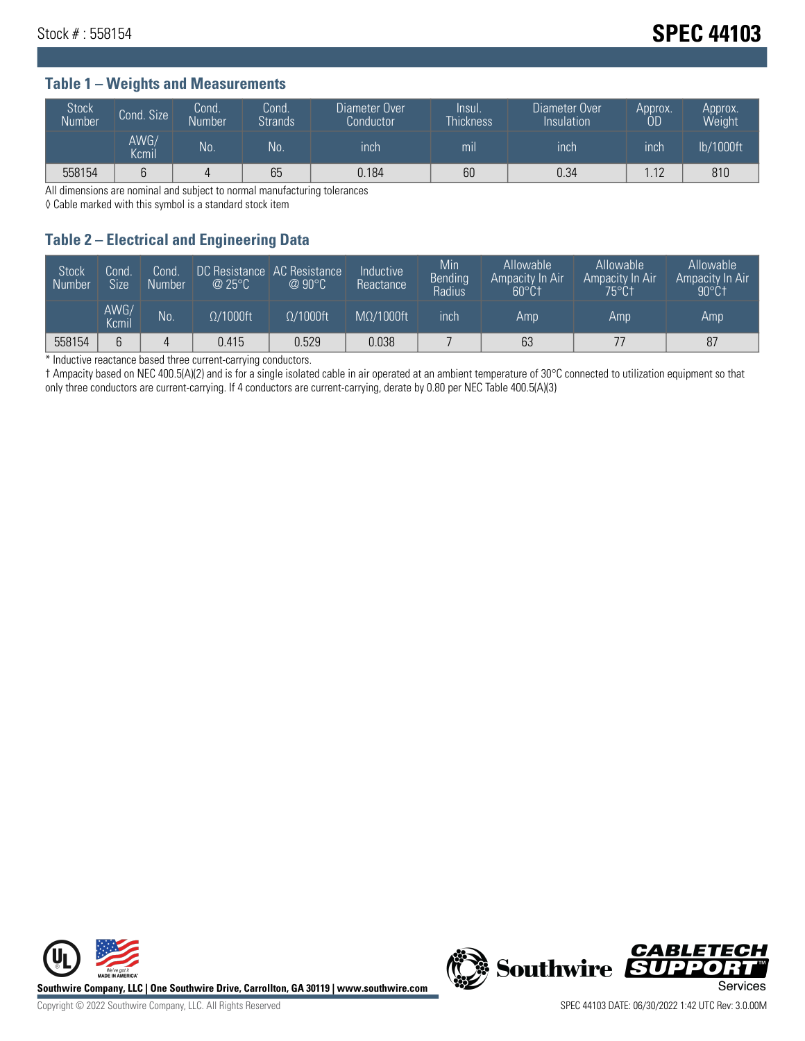Stock # : 558154

# SPEC 44103

## Table 1 – Weights and Measurements

| Stock Number | Cond. Size | Cond. Number | Cond. Strands | Diameter Over Conductor | Insul. Thickness | Diameter Over Insulation | Approx. OD | Approx. Weight |
|---|---|---|---|---|---|---|---|---|
| | AWG/ Kcmil | No. | No. | inch | mil | inch | inch | lb/1000ft |
| 558154 | 6 | 4 | 65 | 0.184 | 60 | 0.34 | 1.12 | 810 |

All dimensions are nominal and subject to normal manufacturing tolerances

◊ Cable marked with this symbol is a standard stock item

## Table 2 – Electrical and Engineering Data

| Stock Number | Cond. Size | Cond. Number | DC Resistance @ 25°C | AC Resistance @ 90°C | Inductive Reactance | Min Bending Radius | Allowable Ampacity In Air 60°C† | Allowable Ampacity In Air 75°C† | Allowable Ampacity In Air 90°C† |
|---|---|---|---|---|---|---|---|---|---|
| | AWG/ Kcmil | No. | Ω/1000ft | Ω/1000ft | MΩ/1000ft | inch | Amp | Amp | Amp |
| 558154 | 6 | 4 | 0.415 | 0.529 | 0.038 | 7 | 63 | 77 | 87 |

* Inductive reactance based three current-carrying conductors.

† Ampacity based on NEC 400.5(A)(2) and is for a single isolated cable in air operated at an ambient temperature of 30°C connected to utilization equipment so that only three conductors are current-carrying. If 4 conductors are current-carrying, derate by 0.80 per NEC Table 400.5(A)(3)

Southwire Company, LLC | One Southwire Drive, Carrollton, GA 30119 | www.southwire.com

Copyright © 2022 Southwire Company, LLC. All Rights Reserved

SPEC 44103 DATE: 06/30/2022 1:42 UTC Rev: 3.0.00M